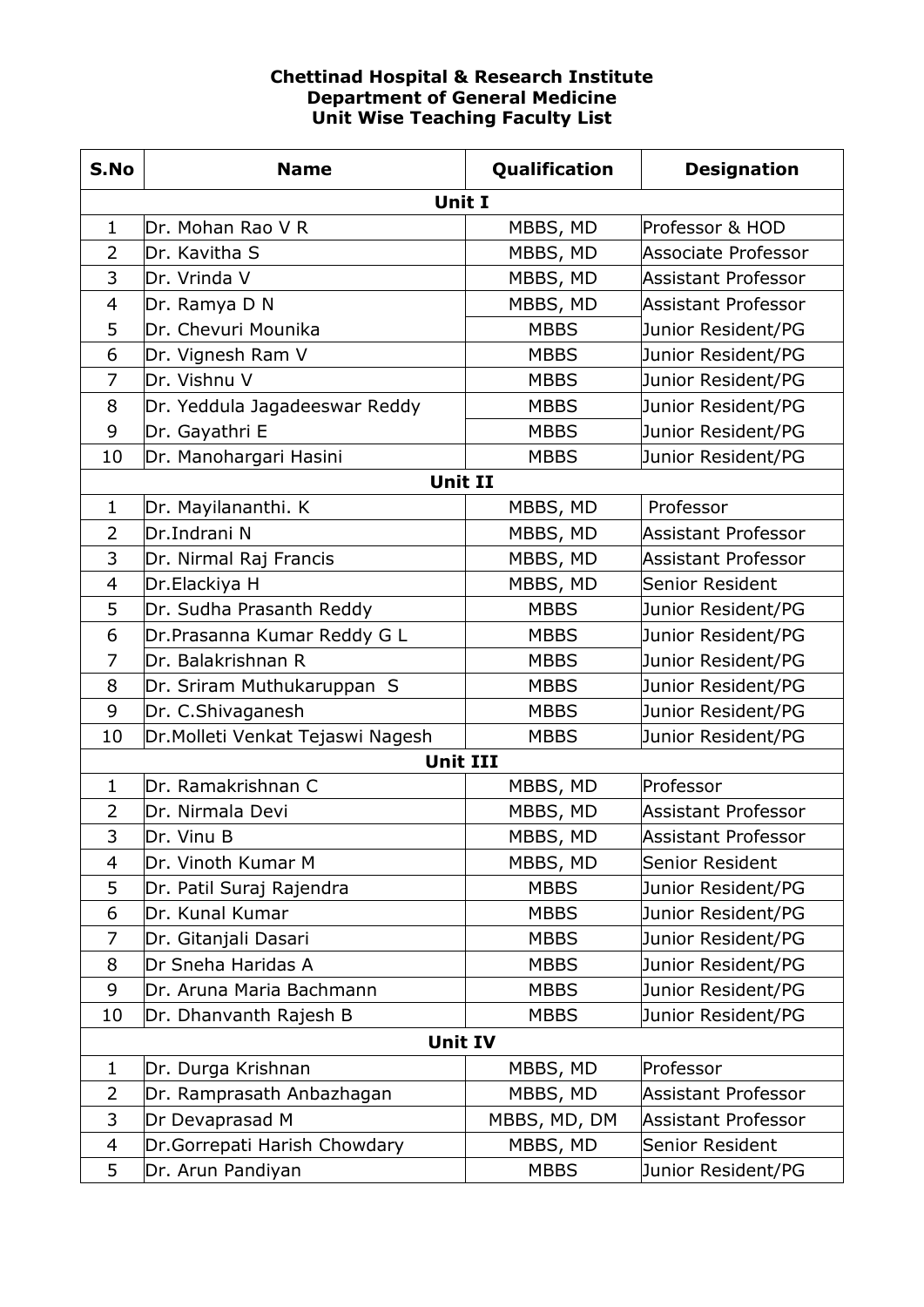**Chettinad Hospital & Research Institute**
**Department of General Medicine**
**Unit Wise Teaching Faculty List**

| S.No | Name | Qualification | Designation |
|---|---|---|---|
| **Unit I** | | | |
| 1 | Dr. Mohan Rao V R | MBBS, MD | Professor & HOD |
| 2 | Dr. Kavitha S | MBBS, MD | Associate Professor |
| 3 | Dr. Vrinda V | MBBS, MD | Assistant Professor |
| 4 | Dr. Ramya D N | MBBS, MD | Assistant Professor |
| 5 | Dr. Chevuri Mounika | MBBS | Junior Resident/PG |
| 6 | Dr. Vignesh Ram V | MBBS | Junior Resident/PG |
| 7 | Dr. Vishnu V | MBBS | Junior Resident/PG |
| 8 | Dr. Yeddula Jagadeeswar Reddy | MBBS | Junior Resident/PG |
| 9 | Dr. Gayathri E | MBBS | Junior Resident/PG |
| 10 | Dr. Manohargari Hasini | MBBS | Junior Resident/PG |
| **Unit II** | | | |
| 1 | Dr. Mayilananthi. K | MBBS, MD | Professor |
| 2 | Dr.Indrani N | MBBS, MD | Assistant Professor |
| 3 | Dr. Nirmal Raj Francis | MBBS, MD | Assistant Professor |
| 4 | Dr.Elackiya H | MBBS, MD | Senior Resident |
| 5 | Dr. Sudha Prasanth Reddy | MBBS | Junior Resident/PG |
| 6 | Dr.Prasanna Kumar Reddy G L | MBBS | Junior Resident/PG |
| 7 | Dr. Balakrishnan R | MBBS | Junior Resident/PG |
| 8 | Dr. Sriram Muthukaruppan S | MBBS | Junior Resident/PG |
| 9 | Dr. C.Shivaganesh | MBBS | Junior Resident/PG |
| 10 | Dr.Molleti Venkat Tejaswi Nagesh | MBBS | Junior Resident/PG |
| **Unit III** | | | |
| 1 | Dr. Ramakrishnan C | MBBS, MD | Professor |
| 2 | Dr. Nirmala Devi | MBBS, MD | Assistant Professor |
| 3 | Dr. Vinu B | MBBS, MD | Assistant Professor |
| 4 | Dr. Vinoth Kumar M | MBBS, MD | Senior Resident |
| 5 | Dr. Patil Suraj Rajendra | MBBS | Junior Resident/PG |
| 6 | Dr. Kunal Kumar | MBBS | Junior Resident/PG |
| 7 | Dr. Gitanjali Dasari | MBBS | Junior Resident/PG |
| 8 | Dr Sneha Haridas A | MBBS | Junior Resident/PG |
| 9 | Dr. Aruna Maria Bachmann | MBBS | Junior Resident/PG |
| 10 | Dr. Dhanvanth Rajesh B | MBBS | Junior Resident/PG |
| **Unit IV** | | | |
| 1 | Dr. Durga Krishnan | MBBS, MD | Professor |
| 2 | Dr. Ramprasath Anbazhagan | MBBS, MD | Assistant Professor |
| 3 | Dr Devaprasad M | MBBS, MD, DM | Assistant Professor |
| 4 | Dr.Gorrepati Harish Chowdary | MBBS, MD | Senior Resident |
| 5 | Dr. Arun Pandiyan | MBBS | Junior Resident/PG |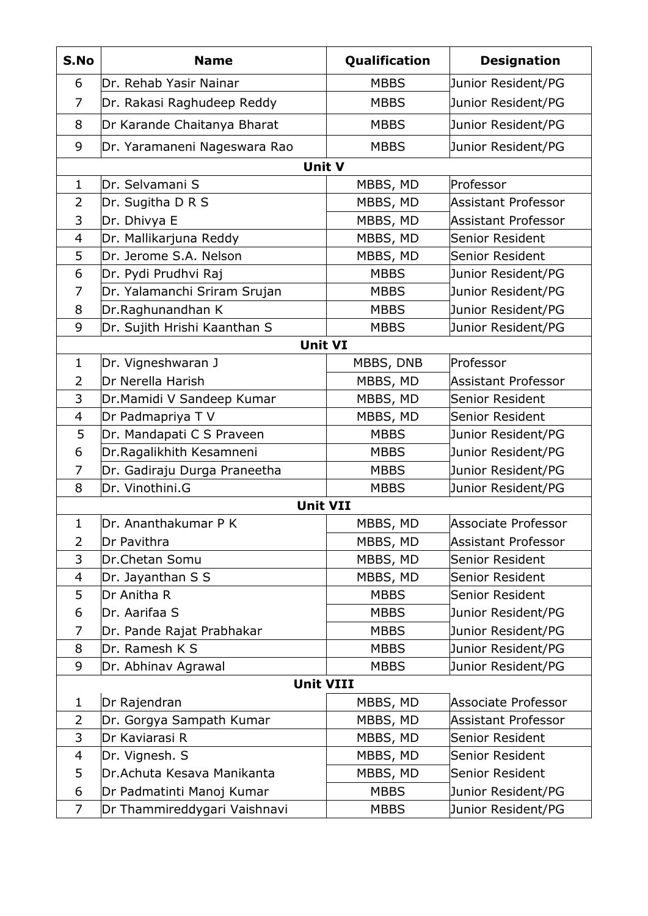| S.No | Name | Qualification | Designation |
|---|---|---|---|
| 6 | Dr. Rehab Yasir Nainar | MBBS | Junior Resident/PG |
| 7 | Dr. Rakasi Raghudeep Reddy | MBBS | Junior Resident/PG |
| 8 | Dr Karande Chaitanya Bharat | MBBS | Junior Resident/PG |
| 9 | Dr. Yaramaneni Nageswara Rao | MBBS | Junior Resident/PG |
| **Unit V** | | | |
| 1 | Dr. Selvamani S | MBBS, MD | Professor |
| 2 | Dr. Sugitha D R S | MBBS, MD | Assistant Professor |
| 3 | Dr. Dhivya E | MBBS, MD | Assistant Professor |
| 4 | Dr. Mallikarjuna Reddy | MBBS, MD | Senior Resident |
| 5 | Dr. Jerome S.A. Nelson | MBBS, MD | Senior Resident |
| 6 | Dr. Pydi Prudhvi Raj | MBBS | Junior Resident/PG |
| 7 | Dr. Yalamanchi Sriram Srujan | MBBS | Junior Resident/PG |
| 8 | Dr.Raghunandhan K | MBBS | Junior Resident/PG |
| 9 | Dr. Sujith Hrishi Kaanthan S | MBBS | Junior Resident/PG |
| **Unit VI** | | | |
| 1 | Dr. Vigneshwaran J | MBBS, DNB | Professor |
| 2 | Dr Nerella Harish | MBBS, MD | Assistant Professor |
| 3 | Dr.Mamidi V Sandeep Kumar | MBBS, MD | Senior Resident |
| 4 | Dr Padmapriya T V | MBBS, MD | Senior Resident |
| 5 | Dr. Mandapati C S Praveen | MBBS | Junior Resident/PG |
| 6 | Dr.Ragalikhith Kesamneni | MBBS | Junior Resident/PG |
| 7 | Dr. Gadiraju Durga Praneetha | MBBS | Junior Resident/PG |
| 8 | Dr. Vinothini.G | MBBS | Junior Resident/PG |
| **Unit VII** | | | |
| 1 | Dr. Ananthakumar P K | MBBS, MD | Associate Professor |
| 2 | Dr Pavithra | MBBS, MD | Assistant Professor |
| 3 | Dr.Chetan Somu | MBBS, MD | Senior Resident |
| 4 | Dr. Jayanthan S S | MBBS, MD | Senior Resident |
| 5 | Dr Anitha R | MBBS | Senior Resident |
| 6 | Dr. Aarifaa S | MBBS | Junior Resident/PG |
| 7 | Dr. Pande Rajat Prabhakar | MBBS | Junior Resident/PG |
| 8 | Dr. Ramesh K S | MBBS | Junior Resident/PG |
| 9 | Dr. Abhinav Agrawal | MBBS | Junior Resident/PG |
| **Unit VIII** | | | |
| 1 | Dr Rajendran | MBBS, MD | Associate Professor |
| 2 | Dr. Gorgya Sampath Kumar | MBBS, MD | Assistant Professor |
| 3 | Dr Kaviarasi R | MBBS, MD | Senior Resident |
| 4 | Dr. Vignesh. S | MBBS, MD | Senior Resident |
| 5 | Dr.Achuta Kesava Manikanta | MBBS, MD | Senior Resident |
| 6 | Dr Padmatinti Manoj Kumar | MBBS | Junior Resident/PG |
| 7 | Dr Thammireddygari Vaishnavi | MBBS | Junior Resident/PG |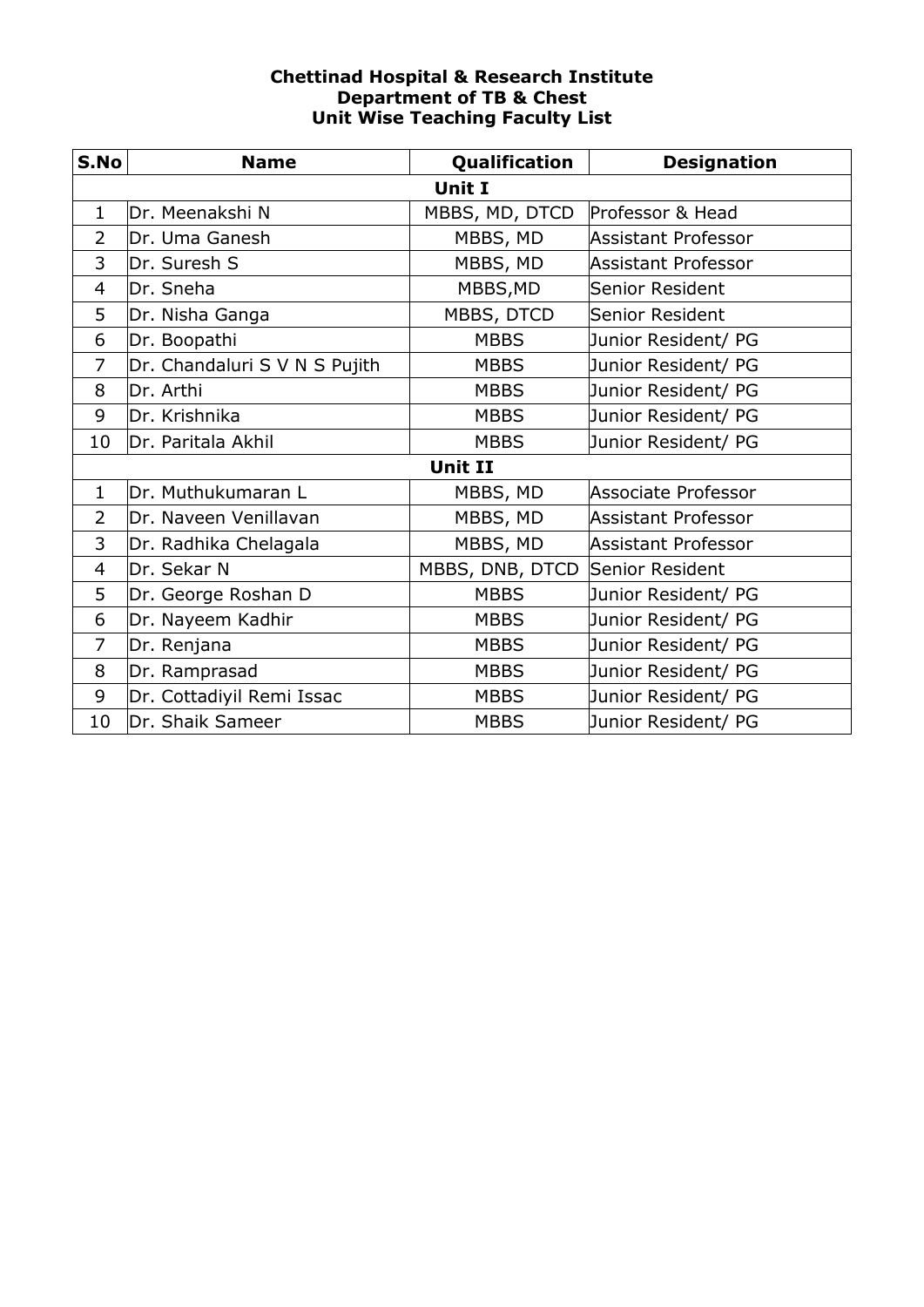**Chettinad Hospital & Research Institute**
**Department of TB & Chest**
**Unit Wise Teaching Faculty List**

| S.No | Name | Qualification | Designation |
|---|---|---|---|
| **Unit I** | | | |
| 1 | Dr. Meenakshi N | MBBS, MD, DTCD | Professor & Head |
| 2 | Dr. Uma Ganesh | MBBS, MD | Assistant Professor |
| 3 | Dr. Suresh S | MBBS, MD | Assistant Professor |
| 4 | Dr. Sneha | MBBS,MD | Senior Resident |
| 5 | Dr. Nisha Ganga | MBBS, DTCD | Senior Resident |
| 6 | Dr. Boopathi | MBBS | Junior Resident/ PG |
| 7 | Dr. Chandaluri S V N S Pujith | MBBS | Junior Resident/ PG |
| 8 | Dr. Arthi | MBBS | Junior Resident/ PG |
| 9 | Dr. Krishnika | MBBS | Junior Resident/ PG |
| 10 | Dr. Paritala Akhil | MBBS | Junior Resident/ PG |
| **Unit II** | | | |
| 1 | Dr. Muthukumaran L | MBBS, MD | Associate Professor |
| 2 | Dr. Naveen Venillavan | MBBS, MD | Assistant Professor |
| 3 | Dr. Radhika Chelagala | MBBS, MD | Assistant Professor |
| 4 | Dr. Sekar N | MBBS, DNB, DTCD | Senior Resident |
| 5 | Dr. George Roshan D | MBBS | Junior Resident/ PG |
| 6 | Dr. Nayeem Kadhir | MBBS | Junior Resident/ PG |
| 7 | Dr. Renjana | MBBS | Junior Resident/ PG |
| 8 | Dr. Ramprasad | MBBS | Junior Resident/ PG |
| 9 | Dr. Cottadiyil Remi Issac | MBBS | Junior Resident/ PG |
| 10 | Dr. Shaik Sameer | MBBS | Junior Resident/ PG |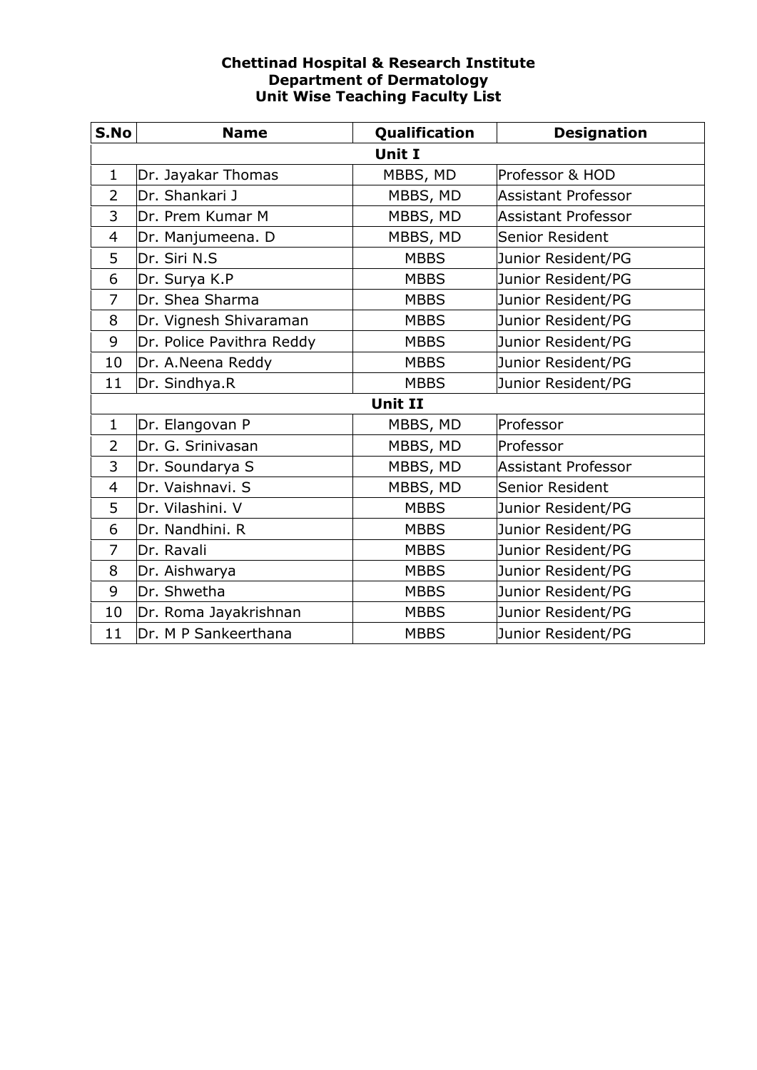**Chettinad Hospital & Research Institute**
**Department of Dermatology**
**Unit Wise Teaching Faculty List**

| S.No | Name | Qualification | Designation |
|---|---|---|---|
| **Unit I** | | | |
| 1 | Dr. Jayakar Thomas | MBBS, MD | Professor & HOD |
| 2 | Dr. Shankari J | MBBS, MD | Assistant Professor |
| 3 | Dr. Prem Kumar M | MBBS, MD | Assistant Professor |
| 4 | Dr. Manjumeena. D | MBBS, MD | Senior Resident |
| 5 | Dr. Siri N.S | MBBS | Junior Resident/PG |
| 6 | Dr. Surya K.P | MBBS | Junior Resident/PG |
| 7 | Dr. Shea Sharma | MBBS | Junior Resident/PG |
| 8 | Dr. Vignesh Shivaraman | MBBS | Junior Resident/PG |
| 9 | Dr. Police Pavithra Reddy | MBBS | Junior Resident/PG |
| 10 | Dr. A.Neena Reddy | MBBS | Junior Resident/PG |
| 11 | Dr. Sindhya.R | MBBS | Junior Resident/PG |
| **Unit II** | | | |
| 1 | Dr. Elangovan P | MBBS, MD | Professor |
| 2 | Dr. G. Srinivasan | MBBS, MD | Professor |
| 3 | Dr. Soundarya S | MBBS, MD | Assistant Professor |
| 4 | Dr. Vaishnavi. S | MBBS, MD | Senior Resident |
| 5 | Dr. Vilashini. V | MBBS | Junior Resident/PG |
| 6 | Dr. Nandhini. R | MBBS | Junior Resident/PG |
| 7 | Dr. Ravali | MBBS | Junior Resident/PG |
| 8 | Dr. Aishwarya | MBBS | Junior Resident/PG |
| 9 | Dr. Shwetha | MBBS | Junior Resident/PG |
| 10 | Dr. Roma Jayakrishnan | MBBS | Junior Resident/PG |
| 11 | Dr. M P Sankeerthana | MBBS | Junior Resident/PG |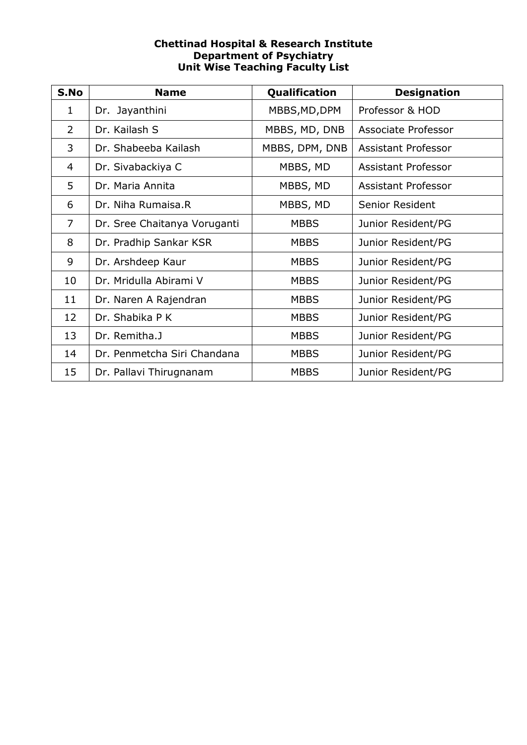**Chettinad Hospital & Research Institute**
**Department of Psychiatry**
**Unit Wise Teaching Faculty List**

| S.No | Name | Qualification | Designation |
|---|---|---|---|
| 1 | Dr. Jayanthini | MBBS,MD,DPM | Professor & HOD |
| 2 | Dr. Kailash S | MBBS, MD, DNB | Associate Professor |
| 3 | Dr. Shabeeba Kailash | MBBS, DPM, DNB | Assistant Professor |
| 4 | Dr. Sivabackiya C | MBBS, MD | Assistant Professor |
| 5 | Dr. Maria Annita | MBBS, MD | Assistant Professor |
| 6 | Dr. Niha Rumaisa.R | MBBS, MD | Senior Resident |
| 7 | Dr. Sree Chaitanya Voruganti | MBBS | Junior Resident/PG |
| 8 | Dr. Pradhip Sankar KSR | MBBS | Junior Resident/PG |
| 9 | Dr. Arshdeep Kaur | MBBS | Junior Resident/PG |
| 10 | Dr. Mridulla Abirami V | MBBS | Junior Resident/PG |
| 11 | Dr. Naren A Rajendran | MBBS | Junior Resident/PG |
| 12 | Dr. Shabika P K | MBBS | Junior Resident/PG |
| 13 | Dr. Remitha.J | MBBS | Junior Resident/PG |
| 14 | Dr. Penmetcha Siri Chandana | MBBS | Junior Resident/PG |
| 15 | Dr. Pallavi Thirugnanam | MBBS | Junior Resident/PG |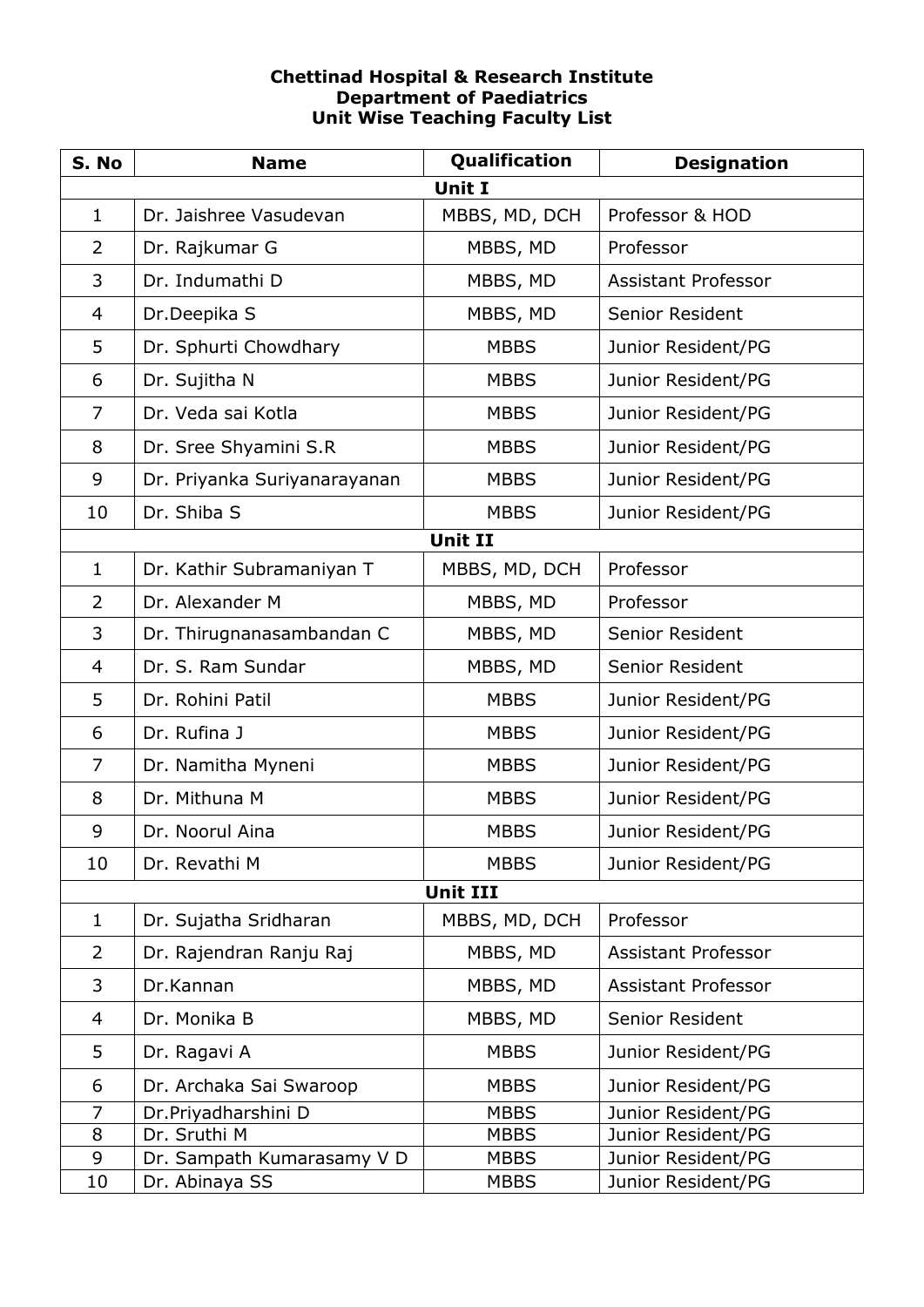**Chettinad Hospital & Research Institute**
**Department of Paediatrics**
**Unit Wise Teaching Faculty List**

| S. No | Name | Qualification | Designation |
|---|---|---|---|
| **Unit I** | | | |
| 1 | Dr. Jaishree Vasudevan | MBBS, MD, DCH | Professor & HOD |
| 2 | Dr. Rajkumar G | MBBS, MD | Professor |
| 3 | Dr. Indumathi D | MBBS, MD | Assistant Professor |
| 4 | Dr.Deepika S | MBBS, MD | Senior Resident |
| 5 | Dr. Sphurti Chowdhary | MBBS | Junior Resident/PG |
| 6 | Dr. Sujitha N | MBBS | Junior Resident/PG |
| 7 | Dr. Veda sai Kotla | MBBS | Junior Resident/PG |
| 8 | Dr. Sree Shyamini S.R | MBBS | Junior Resident/PG |
| 9 | Dr. Priyanka Suriyanarayanan | MBBS | Junior Resident/PG |
| 10 | Dr. Shiba S | MBBS | Junior Resident/PG |
| **Unit II** | | | |
| 1 | Dr. Kathir Subramaniyan T | MBBS, MD, DCH | Professor |
| 2 | Dr. Alexander M | MBBS, MD | Professor |
| 3 | Dr. Thirugnanasambandan C | MBBS, MD | Senior Resident |
| 4 | Dr. S. Ram Sundar | MBBS, MD | Senior Resident |
| 5 | Dr. Rohini Patil | MBBS | Junior Resident/PG |
| 6 | Dr. Rufina J | MBBS | Junior Resident/PG |
| 7 | Dr. Namitha Myneni | MBBS | Junior Resident/PG |
| 8 | Dr. Mithuna M | MBBS | Junior Resident/PG |
| 9 | Dr. Noorul Aina | MBBS | Junior Resident/PG |
| 10 | Dr. Revathi M | MBBS | Junior Resident/PG |
| **Unit III** | | | |
| 1 | Dr. Sujatha Sridharan | MBBS, MD, DCH | Professor |
| 2 | Dr. Rajendran Ranju Raj | MBBS, MD | Assistant Professor |
| 3 | Dr.Kannan | MBBS, MD | Assistant Professor |
| 4 | Dr. Monika B | MBBS, MD | Senior Resident |
| 5 | Dr. Ragavi A | MBBS | Junior Resident/PG |
| 6 | Dr. Archaka Sai Swaroop | MBBS | Junior Resident/PG |
| 7 | Dr.Priyadharshini D | MBBS | Junior Resident/PG |
| 8 | Dr. Sruthi M | MBBS | Junior Resident/PG |
| 9 | Dr. Sampath Kumarasamy V D | MBBS | Junior Resident/PG |
| 10 | Dr. Abinaya SS | MBBS | Junior Resident/PG |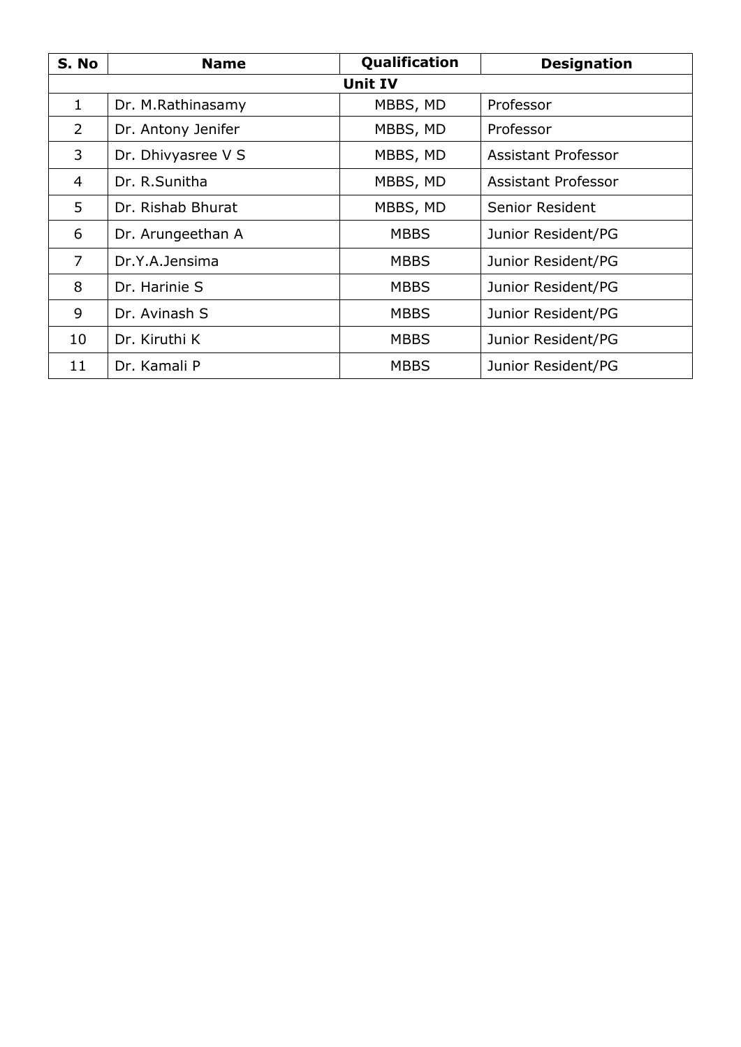| S. No | Name | Qualification | Designation |
| --- | --- | --- | --- |
| **Unit IV** | | | |
| 1 | Dr. M.Rathinasamy | MBBS, MD | Professor |
| 2 | Dr. Antony Jenifer | MBBS, MD | Professor |
| 3 | Dr. Dhivyasree V S | MBBS, MD | Assistant Professor |
| 4 | Dr. R.Sunitha | MBBS, MD | Assistant Professor |
| 5 | Dr. Rishab Bhurat | MBBS, MD | Senior Resident |
| 6 | Dr. Arungeethan A | MBBS | Junior Resident/PG |
| 7 | Dr.Y.A.Jensima | MBBS | Junior Resident/PG |
| 8 | Dr. Harinie S | MBBS | Junior Resident/PG |
| 9 | Dr. Avinash S | MBBS | Junior Resident/PG |
| 10 | Dr. Kiruthi K | MBBS | Junior Resident/PG |
| 11 | Dr. Kamali P | MBBS | Junior Resident/PG |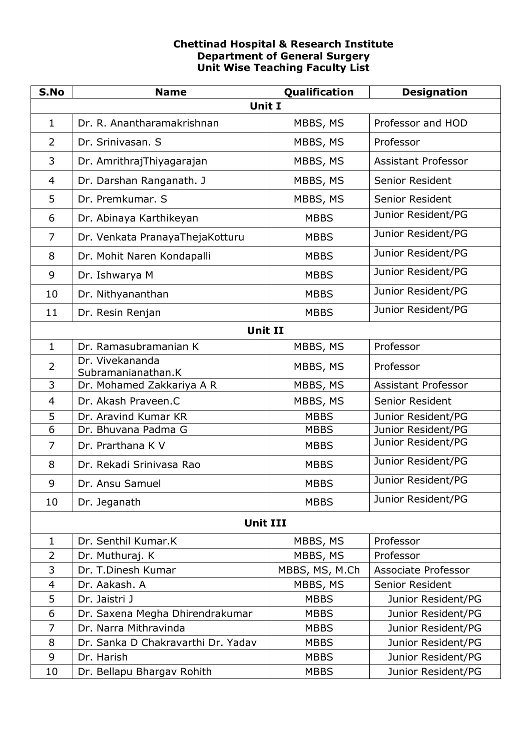**Chettinad Hospital & Research Institute**
**Department of General Surgery**
**Unit Wise Teaching Faculty List**

| S.No | Name | Qualification | Designation |
|---|---|---|---|
| **Unit I** | | | |
| 1 | Dr. R. Anantharamakrishnan | MBBS, MS | Professor and HOD |
| 2 | Dr. Srinivasan. S | MBBS, MS | Professor |
| 3 | Dr. AmrithrajThiyagarajan | MBBS, MS | Assistant Professor |
| 4 | Dr. Darshan Ranganath. J | MBBS, MS | Senior Resident |
| 5 | Dr. Premkumar. S | MBBS, MS | Senior Resident |
| 6 | Dr. Abinaya Karthikeyan | MBBS | Junior Resident/PG |
| 7 | Dr. Venkata PranayaThejaKotturu | MBBS | Junior Resident/PG |
| 8 | Dr. Mohit Naren Kondapalli | MBBS | Junior Resident/PG |
| 9 | Dr. Ishwarya M | MBBS | Junior Resident/PG |
| 10 | Dr. Nithyananthan | MBBS | Junior Resident/PG |
| 11 | Dr. Resin Renjan | MBBS | Junior Resident/PG |
| **Unit II** | | | |
| 1 | Dr. Ramasubramanian K | MBBS, MS | Professor |
| 2 | Dr. Vivekananda Subramanianathan.K | MBBS, MS | Professor |
| 3 | Dr. Mohamed Zakkariya A R | MBBS, MS | Assistant Professor |
| 4 | Dr. Akash Praveen.C | MBBS, MS | Senior Resident |
| 5 | Dr. Aravind Kumar KR | MBBS | Junior Resident/PG |
| 6 | Dr. Bhuvana Padma G | MBBS | Junior Resident/PG |
| 7 | Dr. Prarthana K V | MBBS | Junior Resident/PG |
| 8 | Dr. Rekadi Srinivasa Rao | MBBS | Junior Resident/PG |
| 9 | Dr. Ansu Samuel | MBBS | Junior Resident/PG |
| 10 | Dr. Jeganath | MBBS | Junior Resident/PG |
| **Unit III** | | | |
| 1 | Dr. Senthil Kumar.K | MBBS, MS | Professor |
| 2 | Dr. Muthuraj. K | MBBS, MS | Professor |
| 3 | Dr. T.Dinesh Kumar | MBBS, MS, M.Ch | Associate Professor |
| 4 | Dr. Aakash. A | MBBS, MS | Senior Resident |
| 5 | Dr. Jaistri J | MBBS | Junior Resident/PG |
| 6 | Dr. Saxena Megha Dhirendrakumar | MBBS | Junior Resident/PG |
| 7 | Dr. Narra Mithravinda | MBBS | Junior Resident/PG |
| 8 | Dr. Sanka D Chakravarthi Dr. Yadav | MBBS | Junior Resident/PG |
| 9 | Dr. Harish | MBBS | Junior Resident/PG |
| 10 | Dr. Bellapu Bhargav Rohith | MBBS | Junior Resident/PG |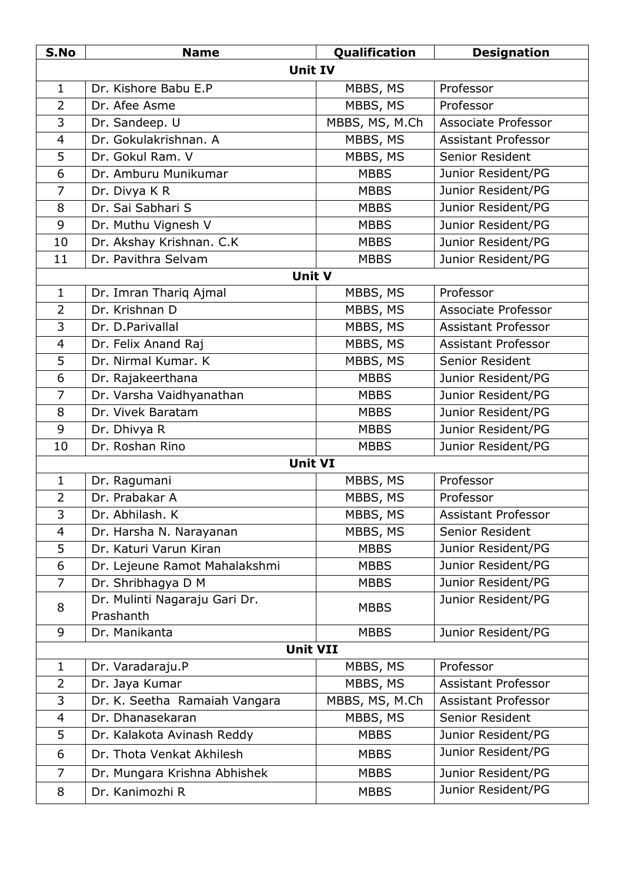| S.No | Name | Qualification | Designation |
|---|---|---|---|
| **Unit IV** | | | |
| 1 | Dr. Kishore Babu E.P | MBBS, MS | Professor |
| 2 | Dr. Afee Asme | MBBS, MS | Professor |
| 3 | Dr. Sandeep. U | MBBS, MS, M.Ch | Associate Professor |
| 4 | Dr. Gokulakrishnan. A | MBBS, MS | Assistant Professor |
| 5 | Dr. Gokul Ram. V | MBBS, MS | Senior Resident |
| 6 | Dr. Amburu Munikumar | MBBS | Junior Resident/PG |
| 7 | Dr. Divya K R | MBBS | Junior Resident/PG |
| 8 | Dr. Sai Sabhari S | MBBS | Junior Resident/PG |
| 9 | Dr. Muthu Vignesh V | MBBS | Junior Resident/PG |
| 10 | Dr. Akshay Krishnan. C.K | MBBS | Junior Resident/PG |
| 11 | Dr. Pavithra Selvam | MBBS | Junior Resident/PG |
| **Unit V** | | | |
| 1 | Dr. Imran Thariq Ajmal | MBBS, MS | Professor |
| 2 | Dr. Krishnan D | MBBS, MS | Associate Professor |
| 3 | Dr. D.Parivallal | MBBS, MS | Assistant Professor |
| 4 | Dr. Felix Anand Raj | MBBS, MS | Assistant Professor |
| 5 | Dr. Nirmal Kumar. K | MBBS, MS | Senior Resident |
| 6 | Dr. Rajakeerthana | MBBS | Junior Resident/PG |
| 7 | Dr. Varsha Vaidhyanathan | MBBS | Junior Resident/PG |
| 8 | Dr. Vivek Baratam | MBBS | Junior Resident/PG |
| 9 | Dr. Dhivya R | MBBS | Junior Resident/PG |
| 10 | Dr. Roshan Rino | MBBS | Junior Resident/PG |
| **Unit VI** | | | |
| 1 | Dr. Ragumani | MBBS, MS | Professor |
| 2 | Dr. Prabakar A | MBBS, MS | Professor |
| 3 | Dr. Abhilash. K | MBBS, MS | Assistant Professor |
| 4 | Dr. Harsha N. Narayanan | MBBS, MS | Senior Resident |
| 5 | Dr. Katuri Varun Kiran | MBBS | Junior Resident/PG |
| 6 | Dr. Lejeune Ramot Mahalakshmi | MBBS | Junior Resident/PG |
| 7 | Dr. Shribhagya D M | MBBS | Junior Resident/PG |
| 8 | Dr. Mulinti Nagaraju Gari Dr. Prashanth | MBBS | Junior Resident/PG |
| 9 | Dr. Manikanta | MBBS | Junior Resident/PG |
| **Unit VII** | | | |
| 1 | Dr. Varadaraju.P | MBBS, MS | Professor |
| 2 | Dr. Jaya Kumar | MBBS, MS | Assistant Professor |
| 3 | Dr. K. Seetha Ramaiah Vangara | MBBS, MS, M.Ch | Assistant Professor |
| 4 | Dr. Dhanasekaran | MBBS, MS | Senior Resident |
| 5 | Dr. Kalakota Avinash Reddy | MBBS | Junior Resident/PG |
| 6 | Dr. Thota Venkat Akhilesh | MBBS | Junior Resident/PG |
| 7 | Dr. Mungara Krishna Abhishek | MBBS | Junior Resident/PG |
| 8 | Dr. Kanimozhi R | MBBS | Junior Resident/PG |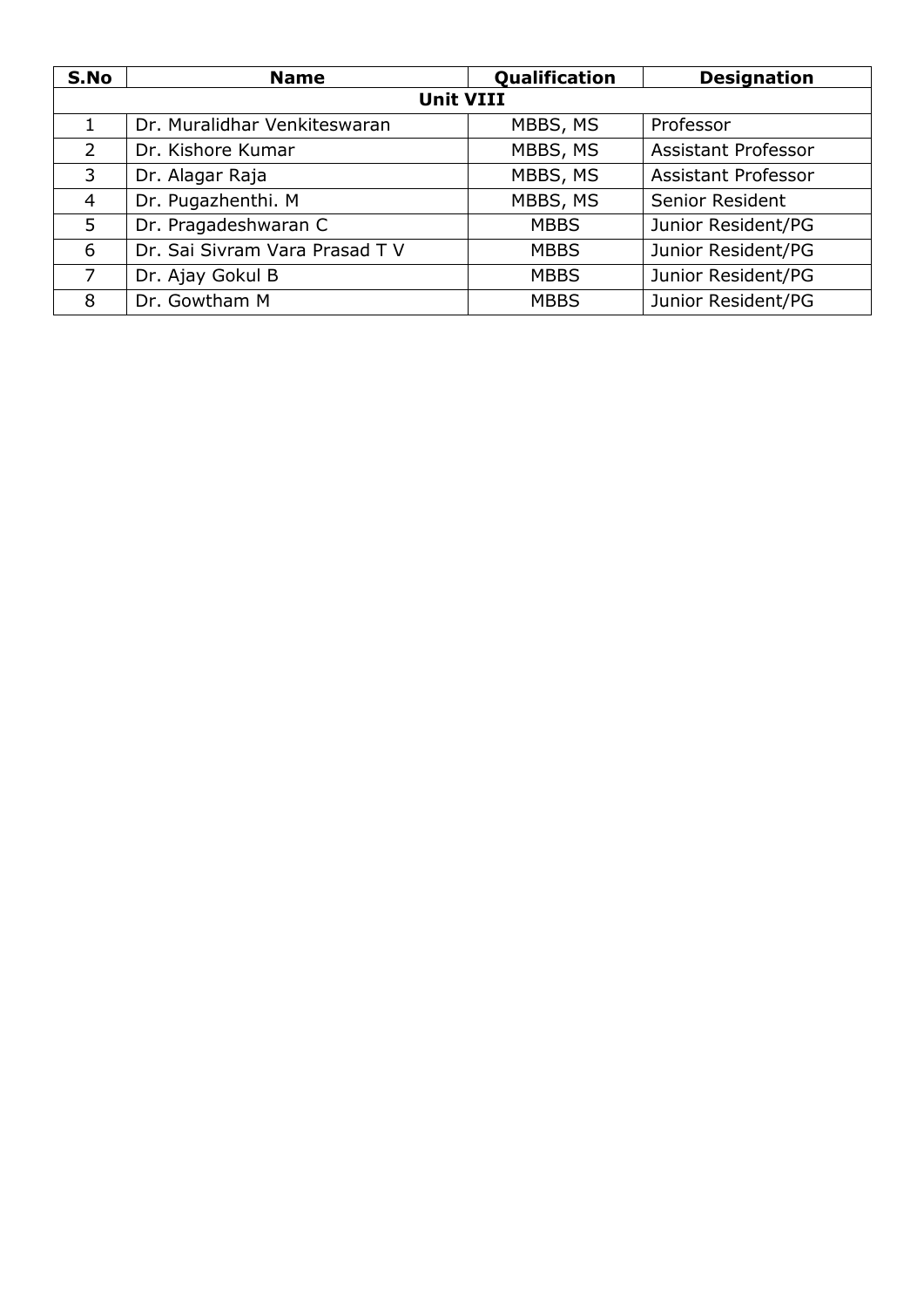| S.No | Name | Qualification | Designation |
|---|---|---|---|
| **Unit VIII** | | | |
| 1 | Dr. Muralidhar Venkiteswaran | MBBS, MS | Professor |
| 2 | Dr. Kishore Kumar | MBBS, MS | Assistant Professor |
| 3 | Dr. Alagar Raja | MBBS, MS | Assistant Professor |
| 4 | Dr. Pugazhenthi. M | MBBS, MS | Senior Resident |
| 5 | Dr. Pragadeshwaran C | MBBS | Junior Resident/PG |
| 6 | Dr. Sai Sivram Vara Prasad T V | MBBS | Junior Resident/PG |
| 7 | Dr. Ajay Gokul B | MBBS | Junior Resident/PG |
| 8 | Dr. Gowtham M | MBBS | Junior Resident/PG |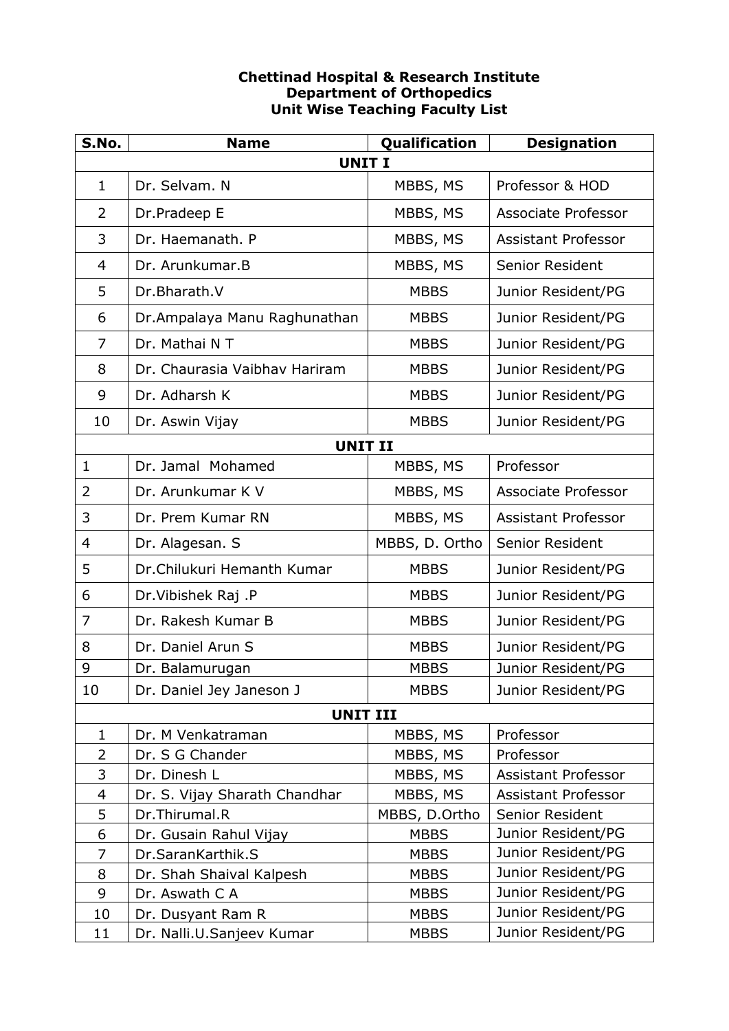**Chettinad Hospital & Research Institute**
**Department of Orthopedics**
**Unit Wise Teaching Faculty List**

| S.No. | Name | Qualification | Designation |
|---|---|---|---|
| **UNIT I** | | | |
| 1 | Dr. Selvam. N | MBBS, MS | Professor & HOD |
| 2 | Dr.Pradeep E | MBBS, MS | Associate Professor |
| 3 | Dr. Haemanath. P | MBBS, MS | Assistant Professor |
| 4 | Dr. Arunkumar.B | MBBS, MS | Senior Resident |
| 5 | Dr.Bharath.V | MBBS | Junior Resident/PG |
| 6 | Dr.Ampalaya Manu Raghunathan | MBBS | Junior Resident/PG |
| 7 | Dr. Mathai N T | MBBS | Junior Resident/PG |
| 8 | Dr. Chaurasia Vaibhav Hariram | MBBS | Junior Resident/PG |
| 9 | Dr. Adharsh K | MBBS | Junior Resident/PG |
| 10 | Dr. Aswin Vijay | MBBS | Junior Resident/PG |
| **UNIT II** | | | |
| 1 | Dr. Jamal Mohamed | MBBS, MS | Professor |
| 2 | Dr. Arunkumar K V | MBBS, MS | Associate Professor |
| 3 | Dr. Prem Kumar RN | MBBS, MS | Assistant Professor |
| 4 | Dr. Alagesan. S | MBBS, D. Ortho | Senior Resident |
| 5 | Dr.Chilukuri Hemanth Kumar | MBBS | Junior Resident/PG |
| 6 | Dr.Vibishek Raj .P | MBBS | Junior Resident/PG |
| 7 | Dr. Rakesh Kumar B | MBBS | Junior Resident/PG |
| 8 | Dr. Daniel Arun S | MBBS | Junior Resident/PG |
| 9 | Dr. Balamurugan | MBBS | Junior Resident/PG |
| 10 | Dr. Daniel Jey Janeson J | MBBS | Junior Resident/PG |
| **UNIT III** | | | |
| 1 | Dr. M Venkatraman | MBBS, MS | Professor |
| 2 | Dr. S G Chander | MBBS, MS | Professor |
| 3 | Dr. Dinesh L | MBBS, MS | Assistant Professor |
| 4 | Dr. S. Vijay Sharath Chandhar | MBBS, MS | Assistant Professor |
| 5 | Dr.Thirumal.R | MBBS, D.Ortho | Senior Resident |
| 6 | Dr. Gusain Rahul Vijay | MBBS | Junior Resident/PG |
| 7 | Dr.SaranKarthik.S | MBBS | Junior Resident/PG |
| 8 | Dr. Shah Shaival Kalpesh | MBBS | Junior Resident/PG |
| 9 | Dr. Aswath C A | MBBS | Junior Resident/PG |
| 10 | Dr. Dusyant Ram R | MBBS | Junior Resident/PG |
| 11 | Dr. Nalli.U.Sanjeev Kumar | MBBS | Junior Resident/PG |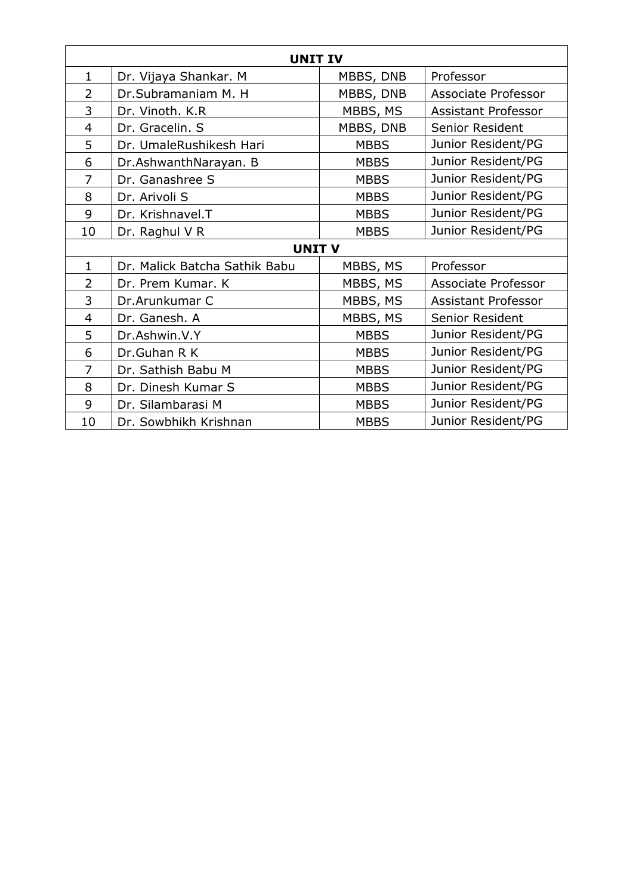| UNIT IV | | | |
|---|---|---|---|
| 1 | Dr. Vijaya Shankar. M | MBBS, DNB | Professor |
| 2 | Dr.Subramaniam M. H | MBBS, DNB | Associate Professor |
| 3 | Dr. Vinoth. K.R | MBBS, MS | Assistant Professor |
| 4 | Dr. Gracelin. S | MBBS, DNB | Senior Resident |
| 5 | Dr. UmaleRushikesh Hari | MBBS | Junior Resident/PG |
| 6 | Dr.AshwanthNarayan. B | MBBS | Junior Resident/PG |
| 7 | Dr. Ganashree S | MBBS | Junior Resident/PG |
| 8 | Dr. Arivoli S | MBBS | Junior Resident/PG |
| 9 | Dr. Krishnavel.T | MBBS | Junior Resident/PG |
| 10 | Dr. Raghul V R | MBBS | Junior Resident/PG |
| **UNIT V** | | | |
| 1 | Dr. Malick Batcha Sathik Babu | MBBS, MS | Professor |
| 2 | Dr. Prem Kumar. K | MBBS, MS | Associate Professor |
| 3 | Dr.Arunkumar C | MBBS, MS | Assistant Professor |
| 4 | Dr. Ganesh. A | MBBS, MS | Senior Resident |
| 5 | Dr.Ashwin.V.Y | MBBS | Junior Resident/PG |
| 6 | Dr.Guhan R K | MBBS | Junior Resident/PG |
| 7 | Dr. Sathish Babu M | MBBS | Junior Resident/PG |
| 8 | Dr. Dinesh Kumar S | MBBS | Junior Resident/PG |
| 9 | Dr. Silambarasi M | MBBS | Junior Resident/PG |
| 10 | Dr. Sowbhikh Krishnan | MBBS | Junior Resident/PG |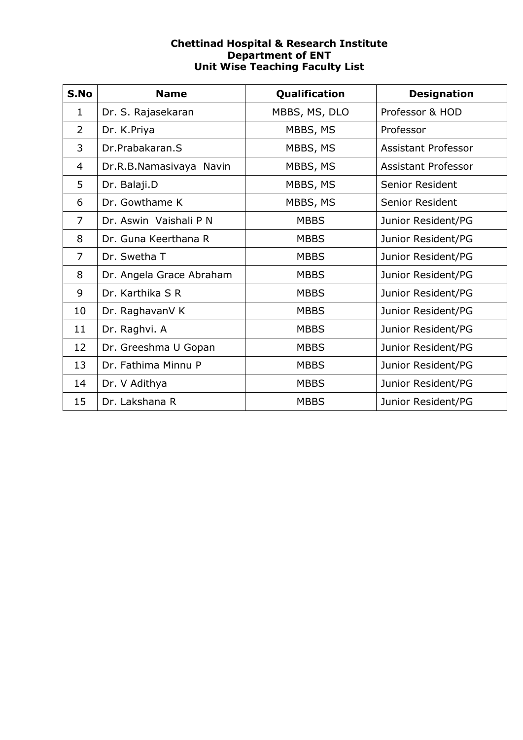**Chettinad Hospital & Research Institute**
**Department of ENT**
**Unit Wise Teaching Faculty List**

| S.No | Name | Qualification | Designation |
|---|---|---|---|
| 1 | Dr. S. Rajasekaran | MBBS, MS, DLO | Professor & HOD |
| 2 | Dr. K.Priya | MBBS, MS | Professor |
| 3 | Dr.Prabakaran.S | MBBS, MS | Assistant Professor |
| 4 | Dr.R.B.Namasivaya Navin | MBBS, MS | Assistant Professor |
| 5 | Dr. Balaji.D | MBBS, MS | Senior Resident |
| 6 | Dr. Gowthame K | MBBS, MS | Senior Resident |
| 7 | Dr. Aswin Vaishali P N | MBBS | Junior Resident/PG |
| 8 | Dr. Guna Keerthana R | MBBS | Junior Resident/PG |
| 7 | Dr. Swetha T | MBBS | Junior Resident/PG |
| 8 | Dr. Angela Grace Abraham | MBBS | Junior Resident/PG |
| 9 | Dr. Karthika S R | MBBS | Junior Resident/PG |
| 10 | Dr. RaghavanV K | MBBS | Junior Resident/PG |
| 11 | Dr. Raghvi. A | MBBS | Junior Resident/PG |
| 12 | Dr. Greeshma U Gopan | MBBS | Junior Resident/PG |
| 13 | Dr. Fathima Minnu P | MBBS | Junior Resident/PG |
| 14 | Dr. V Adithya | MBBS | Junior Resident/PG |
| 15 | Dr. Lakshana R | MBBS | Junior Resident/PG |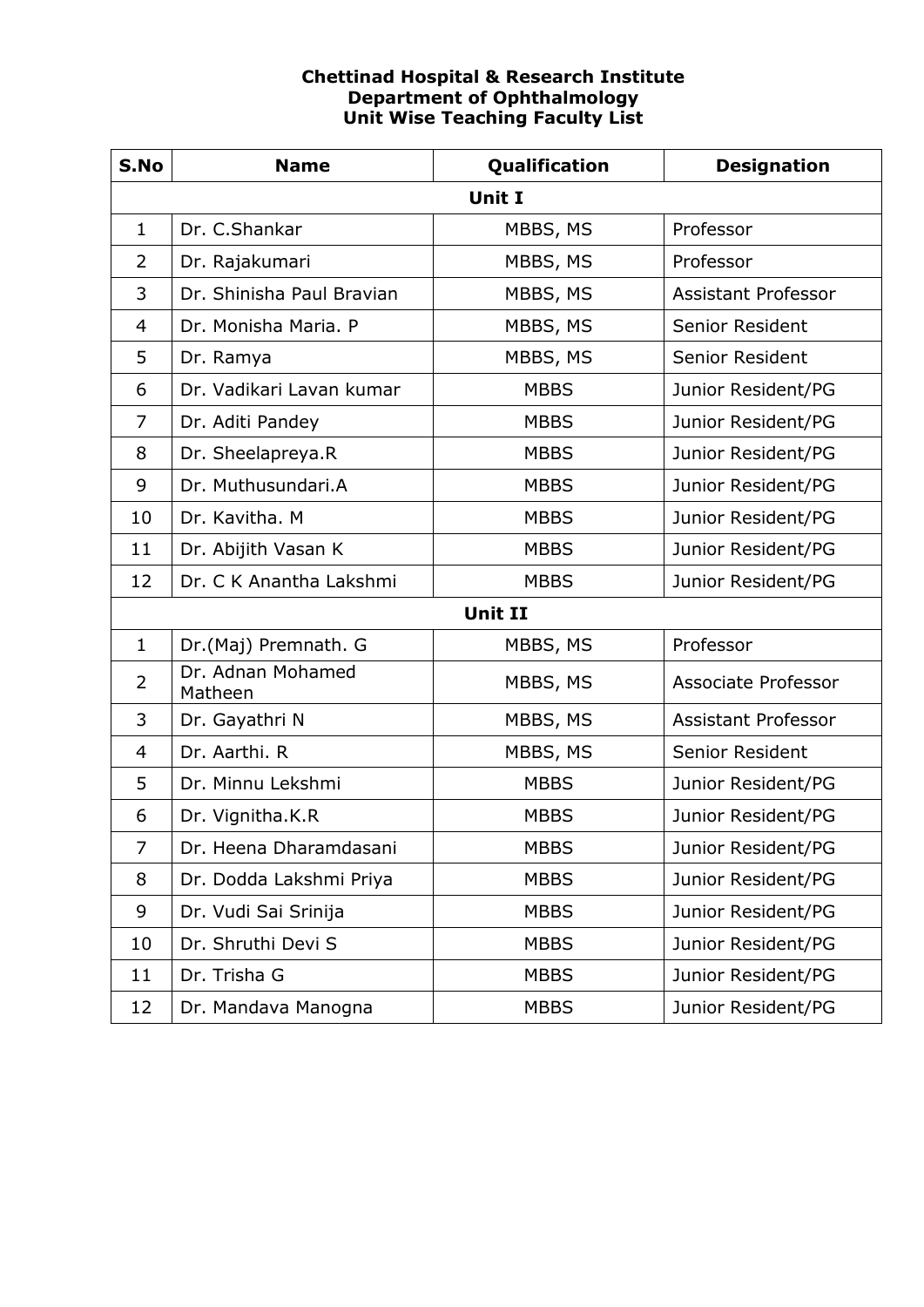**Chettinad Hospital & Research Institute**
**Department of Ophthalmology**
**Unit Wise Teaching Faculty List**

| S.No | Name | Qualification | Designation |
|---|---|---|---|
| **Unit I** | | | |
| 1 | Dr. C.Shankar | MBBS, MS | Professor |
| 2 | Dr. Rajakumari | MBBS, MS | Professor |
| 3 | Dr. Shinisha Paul Bravian | MBBS, MS | Assistant Professor |
| 4 | Dr. Monisha Maria. P | MBBS, MS | Senior Resident |
| 5 | Dr. Ramya | MBBS, MS | Senior Resident |
| 6 | Dr. Vadikari Lavan kumar | MBBS | Junior Resident/PG |
| 7 | Dr. Aditi Pandey | MBBS | Junior Resident/PG |
| 8 | Dr. Sheelapreya.R | MBBS | Junior Resident/PG |
| 9 | Dr. Muthusundari.A | MBBS | Junior Resident/PG |
| 10 | Dr. Kavitha. M | MBBS | Junior Resident/PG |
| 11 | Dr. Abijith Vasan K | MBBS | Junior Resident/PG |
| 12 | Dr. C K Anantha Lakshmi | MBBS | Junior Resident/PG |
| **Unit II** | | | |
| 1 | Dr.(Maj) Premnath. G | MBBS, MS | Professor |
| 2 | Dr. Adnan Mohamed Matheen | MBBS, MS | Associate Professor |
| 3 | Dr. Gayathri N | MBBS, MS | Assistant Professor |
| 4 | Dr. Aarthi. R | MBBS, MS | Senior Resident |
| 5 | Dr. Minnu Lekshmi | MBBS | Junior Resident/PG |
| 6 | Dr. Vignitha.K.R | MBBS | Junior Resident/PG |
| 7 | Dr. Heena Dharamdasani | MBBS | Junior Resident/PG |
| 8 | Dr. Dodda Lakshmi Priya | MBBS | Junior Resident/PG |
| 9 | Dr. Vudi Sai Srinija | MBBS | Junior Resident/PG |
| 10 | Dr. Shruthi Devi S | MBBS | Junior Resident/PG |
| 11 | Dr. Trisha G | MBBS | Junior Resident/PG |
| 12 | Dr. Mandava Manogna | MBBS | Junior Resident/PG |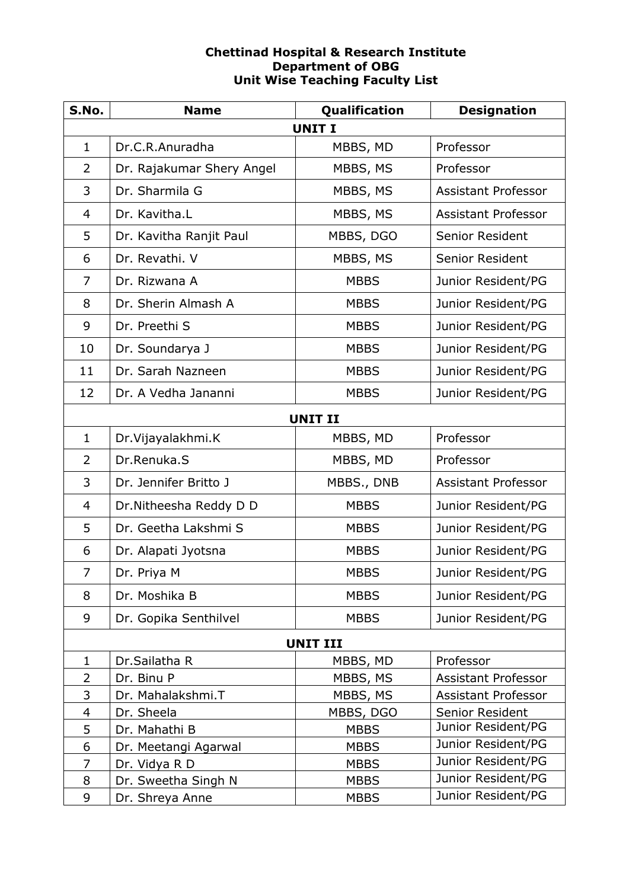**Chettinad Hospital & Research Institute**
**Department of OBG**
**Unit Wise Teaching Faculty List**

| S.No. | Name | Qualification | Designation |
|---|---|---|---|
| **UNIT I** | | | |
| 1 | Dr.C.R.Anuradha | MBBS, MD | Professor |
| 2 | Dr. Rajakumar Shery Angel | MBBS, MS | Professor |
| 3 | Dr. Sharmila G | MBBS, MS | Assistant Professor |
| 4 | Dr. Kavitha.L | MBBS, MS | Assistant Professor |
| 5 | Dr. Kavitha Ranjit Paul | MBBS, DGO | Senior Resident |
| 6 | Dr. Revathi. V | MBBS, MS | Senior Resident |
| 7 | Dr. Rizwana A | MBBS | Junior Resident/PG |
| 8 | Dr. Sherin Almash A | MBBS | Junior Resident/PG |
| 9 | Dr. Preethi S | MBBS | Junior Resident/PG |
| 10 | Dr. Soundarya J | MBBS | Junior Resident/PG |
| 11 | Dr. Sarah Nazneen | MBBS | Junior Resident/PG |
| 12 | Dr. A Vedha Jananni | MBBS | Junior Resident/PG |
| **UNIT II** | | | |
| 1 | Dr.Vijayalakhmi.K | MBBS, MD | Professor |
| 2 | Dr.Renuka.S | MBBS, MD | Professor |
| 3 | Dr. Jennifer Britto J | MBBS., DNB | Assistant Professor |
| 4 | Dr.Nitheesha Reddy D D | MBBS | Junior Resident/PG |
| 5 | Dr. Geetha Lakshmi S | MBBS | Junior Resident/PG |
| 6 | Dr. Alapati Jyotsna | MBBS | Junior Resident/PG |
| 7 | Dr. Priya M | MBBS | Junior Resident/PG |
| 8 | Dr. Moshika B | MBBS | Junior Resident/PG |
| 9 | Dr. Gopika Senthilvel | MBBS | Junior Resident/PG |
| **UNIT III** | | | |
| 1 | Dr.Sailatha R | MBBS, MD | Professor |
| 2 | Dr. Binu P | MBBS, MS | Assistant Professor |
| 3 | Dr. Mahalakshmi.T | MBBS, MS | Assistant Professor |
| 4 | Dr. Sheela | MBBS, DGO | Senior Resident |
| 5 | Dr. Mahathi B | MBBS | Junior Resident/PG |
| 6 | Dr. Meetangi Agarwal | MBBS | Junior Resident/PG |
| 7 | Dr. Vidya R D | MBBS | Junior Resident/PG |
| 8 | Dr. Sweetha Singh N | MBBS | Junior Resident/PG |
| 9 | Dr. Shreya Anne | MBBS | Junior Resident/PG |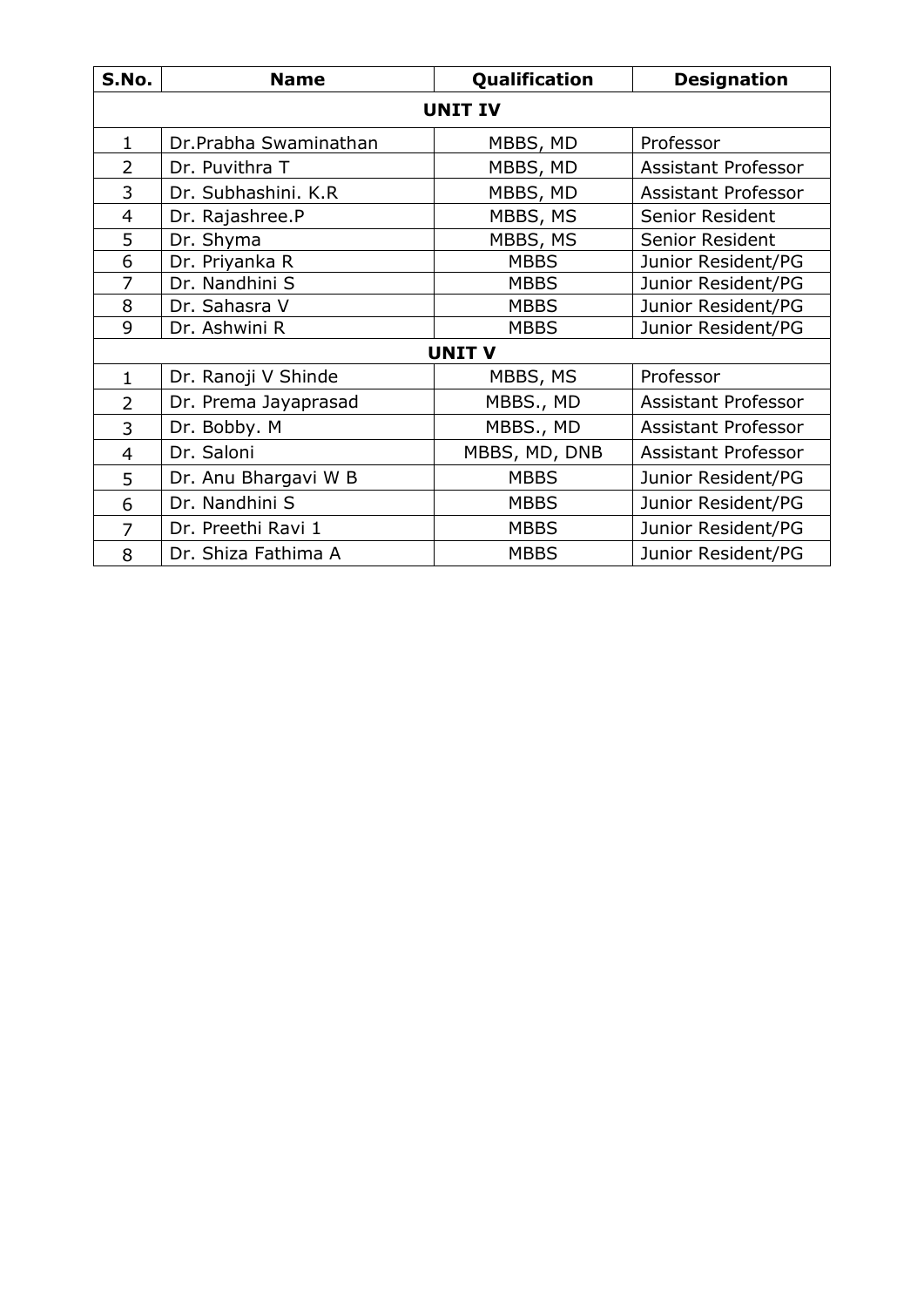| S.No. | Name | Qualification | Designation |
|---|---|---|---|
| **UNIT IV** | | | |
| 1 | Dr.Prabha Swaminathan | MBBS, MD | Professor |
| 2 | Dr. Puvithra T | MBBS, MD | Assistant Professor |
| 3 | Dr. Subhashini. K.R | MBBS, MD | Assistant Professor |
| 4 | Dr. Rajashree.P | MBBS, MS | Senior Resident |
| 5 | Dr. Shyma | MBBS, MS | Senior Resident |
| 6 | Dr. Priyanka R | MBBS | Junior Resident/PG |
| 7 | Dr. Nandhini S | MBBS | Junior Resident/PG |
| 8 | Dr. Sahasra V | MBBS | Junior Resident/PG |
| 9 | Dr. Ashwini R | MBBS | Junior Resident/PG |
| **UNIT V** | | | |
| 1 | Dr. Ranoji V Shinde | MBBS, MS | Professor |
| 2 | Dr. Prema Jayaprasad | MBBS., MD | Assistant Professor |
| 3 | Dr. Bobby. M | MBBS., MD | Assistant Professor |
| 4 | Dr. Saloni | MBBS, MD, DNB | Assistant Professor |
| 5 | Dr. Anu Bhargavi W B | MBBS | Junior Resident/PG |
| 6 | Dr. Nandhini S | MBBS | Junior Resident/PG |
| 7 | Dr. Preethi Ravi 1 | MBBS | Junior Resident/PG |
| 8 | Dr. Shiza Fathima A | MBBS | Junior Resident/PG |